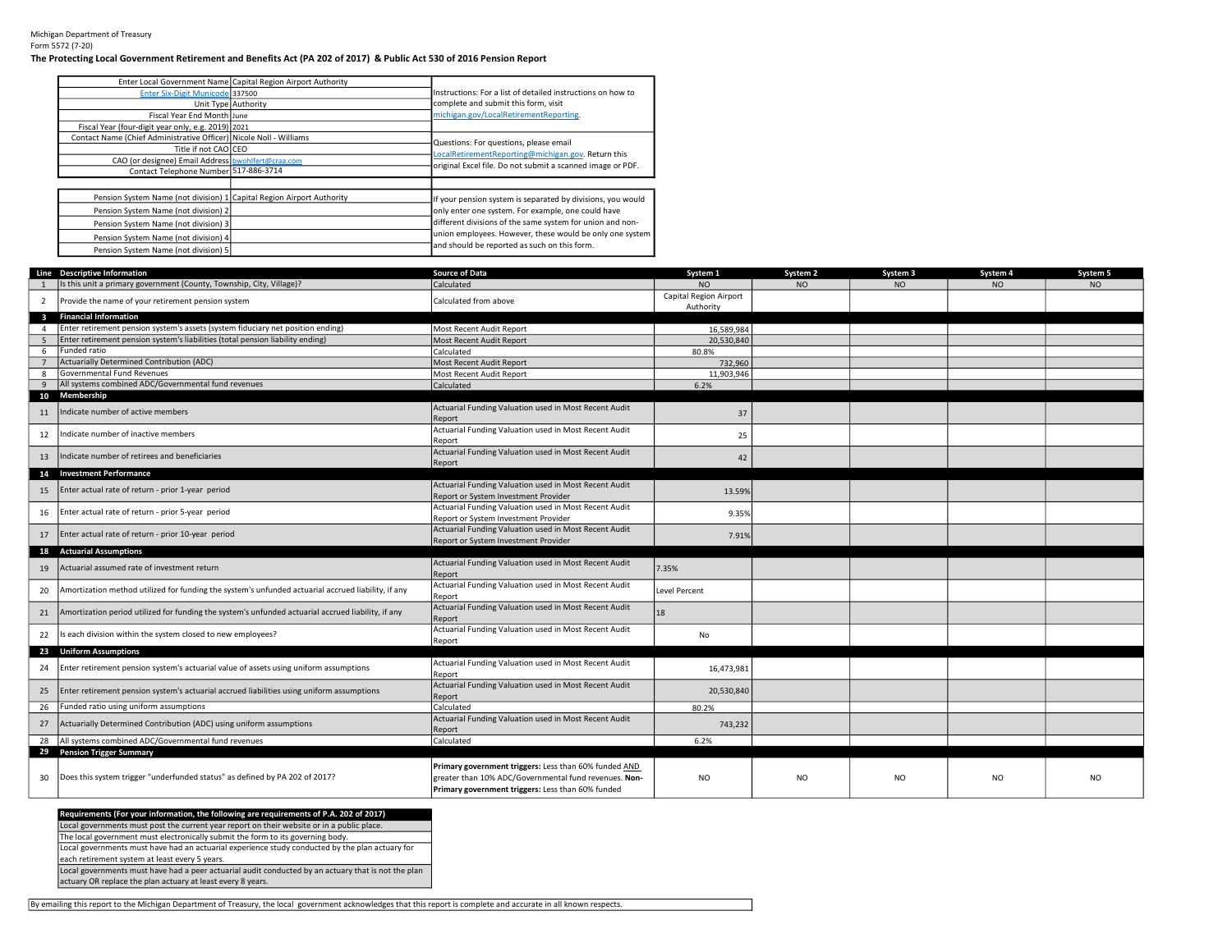Michigan Department of Treasury
Form 5572 (7-20)

**The Protecting Local Government Retirement and Benefits Act (PA 202 of 2017) & Public Act 530 of 2016 Pension Report**

| | |
|---|---|
| Enter Local Government Name | Capital Region Airport Authority |
| Enter Six-Digit Municode | 337500 |
| Unit Type | Authority |
| Fiscal Year End Month | June |
| Fiscal Year (four-digit year only, e.g. 2019) | 2021 |
| Contact Name (Chief Administrative Officer) | Nicole Noll - Williams |
| Title if not CAO | CEO |
| CAO (or designee) Email Address | bwohlfert@craa.com |
| Contact Telephone Number | 517-886-3714 |

Instructions: For a list of detailed instructions on how to complete and submit this form, visit michigan.gov/LocalRetirementReporting.

Questions: For questions, please email LocalRetirementReporting@michigan.gov. Return this original Excel file. Do not submit a scanned image or PDF.

| | |
|---|---|
| Pension System Name (not division) 1 | Capital Region Airport Authority |
| Pension System Name (not division) 2 | |
| Pension System Name (not division) 3 | |
| Pension System Name (not division) 4 | |
| Pension System Name (not division) 5 | |

If your pension system is separated by divisions, you would only enter one system. For example, one could have different divisions of the same system for union and non-union employees. However, these would be only one system and should be reported as such on this form.

| Line | Descriptive Information | Source of Data | System 1 | System 2 | System 3 | System 4 | System 5 |
|---|---|---|---|---|---|---|---|
| 1 | Is this unit a primary government (County, Township, City, Village)? | Calculated | NO | NO | NO | NO | NO |
| 2 | Provide the name of your retirement pension system | Calculated from above | Capital Region Airport Authority | | | | |
| 3 | **Financial Information** | | | | | | |
| 4 | Enter retirement pension system's assets (system fiduciary net position ending) | Most Recent Audit Report | 16,589,984 | | | | |
| 5 | Enter retirement pension system's liabilities (total pension liability ending) | Most Recent Audit Report | 20,530,840 | | | | |
| 6 | Funded ratio | Calculated | 80.8% | | | | |
| 7 | Actuarially Determined Contribution (ADC) | Most Recent Audit Report | 732,960 | | | | |
| 8 | Governmental Fund Revenues | Most Recent Audit Report | 11,903,946 | | | | |
| 9 | All systems combined ADC/Governmental fund revenues | Calculated | 6.2% | | | | |
| 10 | **Membership** | | | | | | |
| 11 | Indicate number of active members | Actuarial Funding Valuation used in Most Recent Audit Report | 37 | | | | |
| 12 | Indicate number of inactive members | Actuarial Funding Valuation used in Most Recent Audit Report | 25 | | | | |
| 13 | Indicate number of retirees and beneficiaries | Actuarial Funding Valuation used in Most Recent Audit Report | 42 | | | | |
| 14 | **Investment Performance** | | | | | | |
| 15 | Enter actual rate of return - prior 1-year period | Actuarial Funding Valuation used in Most Recent Audit Report or System Investment Provider | 13.59% | | | | |
| 16 | Enter actual rate of return - prior 5-year period | Actuarial Funding Valuation used in Most Recent Audit Report or System Investment Provider | 9.35% | | | | |
| 17 | Enter actual rate of return - prior 10-year period | Actuarial Funding Valuation used in Most Recent Audit Report or System Investment Provider | 7.91% | | | | |
| 18 | **Actuarial Assumptions** | | | | | | |
| 19 | Actuarial assumed rate of investment return | Actuarial Funding Valuation used in Most Recent Audit Report | 7.35% | | | | |
| 20 | Amortization method utilized for funding the system's unfunded actuarial accrued liability, if any | Actuarial Funding Valuation used in Most Recent Audit Report | Level Percent | | | | |
| 21 | Amortization period utilized for funding the system's unfunded actuarial accrued liability, if any | Actuarial Funding Valuation used in Most Recent Audit Report | 18 | | | | |
| 22 | Is each division within the system closed to new employees? | Actuarial Funding Valuation used in Most Recent Audit Report | No | | | | |
| 23 | **Uniform Assumptions** | | | | | | |
| 24 | Enter retirement pension system's actuarial value of assets using uniform assumptions | Actuarial Funding Valuation used in Most Recent Audit Report | 16,473,981 | | | | |
| 25 | Enter retirement pension system's actuarial accrued liabilities using uniform assumptions | Actuarial Funding Valuation used in Most Recent Audit Report | 20,530,840 | | | | |
| 26 | Funded ratio using uniform assumptions | Calculated | 80.2% | | | | |
| 27 | Actuarially Determined Contribution (ADC) using uniform assumptions | Actuarial Funding Valuation used in Most Recent Audit Report | 743,232 | | | | |
| 28 | All systems combined ADC/Governmental fund revenues | Calculated | 6.2% | | | | |
| 29 | **Pension Trigger Summary** | | | | | | |
| 30 | Does this system trigger "underfunded status" as defined by PA 202 of 2017? | **Primary government triggers:** Less than 60% funded AND greater than 10% ADC/Governmental fund revenues. **Non-Primary government triggers:** Less than 60% funded | NO | NO | NO | NO | NO |

| **Requirements (For your information, the following are requirements of P.A. 202 of 2017)** |
|---|
| Local governments must post the current year report on their website or in a public place. |
| The local government must electronically submit the form to its governing body. |
| Local governments must have had an actuarial experience study conducted by the plan actuary for each retirement system at least every 5 years. |
| Local governments must have had a peer actuarial audit conducted by an actuary that is not the plan actuary OR replace the plan actuary at least every 8 years. |

By emailing this report to the Michigan Department of Treasury, the local government acknowledges that this report is complete and accurate in all known respects.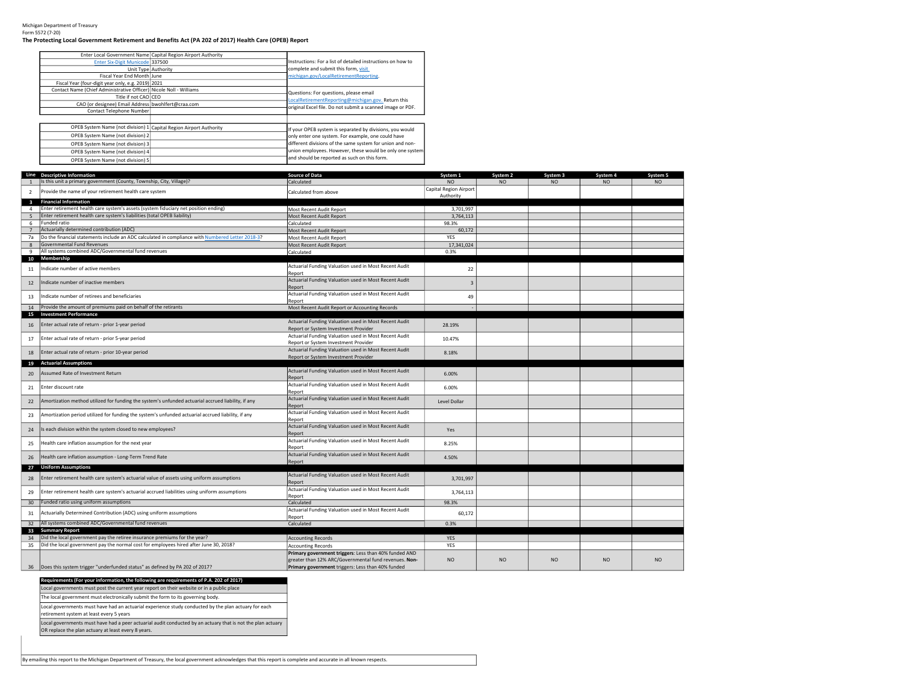Michigan Department of Treasury
Form 5572 (7-20)
**The Protecting Local Government Retirement and Benefits Act (PA 202 of 2017) Health Care (OPEB) Report**

| | |
|---|---|
| Enter Local Government Name | Capital Region Airport Authority |
| Enter Six-Digit Municode | 337500 |
| Unit Type | Authority |
| Fiscal Year End Month | June |
| Fiscal Year (four-digit year only, e.g. 2019) | 2021 |
| Contact Name (Chief Administrative Officer) | Nicole Noll - Williams |
| Title if not CAO | CEO |
| CAO (or designee) Email Address | bwohlfert@craa.com |
| Contact Telephone Number | |

Instructions: For a list of detailed instructions on how to complete and submit this form, visit michigan.gov/LocalRetirementReporting.

Questions: For questions, please email LocalRetirementReporting@michigan.gov. Return this original Excel file. Do not submit a scanned image or PDF.

| | |
|---|---|
| OPEB System Name (not division) 1 | Capital Region Airport Authority |
| OPEB System Name (not division) 2 | |
| OPEB System Name (not division) 3 | |
| OPEB System Name (not division) 4 | |
| OPEB System Name (not division) 5 | |

If your OPEB system is separated by divisions, you would only enter one system. For example, one could have different divisions of the same system for union and non-union employees. However, these would be only one system and should be reported as such on this form.

| Line | Descriptive Information | Source of Data | System 1 | System 2 | System 3 | System 4 | System 5 |
|---|---|---|---|---|---|---|---|
| 1 | Is this unit a primary government (County, Township, City, Village)? | Calculated | NO | NO | NO | NO | NO |
| 2 | Provide the name of your retirement health care system | Calculated from above | Capital Region Airport Authority | | | | |
| 3 | **Financial Information** | | | | | | |
| 4 | Enter retirement health care system's assets (system fiduciary net position ending) | Most Recent Audit Report | 3,701,997 | | | | |
| 5 | Enter retirement health care system's liabilities (total OPEB liability) | Most Recent Audit Report | 3,764,113 | | | | |
| 6 | Funded ratio | Calculated | 98.3% | | | | |
| 7 | Actuarially determined contribution (ADC) | Most Recent Audit Report | 60,172 | | | | |
| 7a | Do the financial statements include an ADC calculated in compliance with Numbered Letter 2018-3? | Most Recent Audit Report | YES | | | | |
| 8 | Governmental Fund Revenues | Most Recent Audit Report | 17,341,024 | | | | |
| 9 | All systems combined ADC/Governmental fund revenues | Calculated | 0.3% | | | | |
| 10 | **Membership** | | | | | | |
| 11 | Indicate number of active members | Actuarial Funding Valuation used in Most Recent Audit Report | 22 | | | | |
| 12 | Indicate number of inactive members | Actuarial Funding Valuation used in Most Recent Audit Report | 3 | | | | |
| 13 | Indicate number of retirees and beneficiaries | Actuarial Funding Valuation used in Most Recent Audit Report | 49 | | | | |
| 14 | Provide the amount of premiums paid on behalf of the retirants | Most Recent Audit Report or Accounting Records | - | | | | |
| 15 | **Investment Performance** | | | | | | |
| 16 | Enter actual rate of return - prior 1-year period | Actuarial Funding Valuation used in Most Recent Audit Report or System Investment Provider | 28.19% | | | | |
| 17 | Enter actual rate of return - prior 5-year period | Actuarial Funding Valuation used in Most Recent Audit Report or System Investment Provider | 10.47% | | | | |
| 18 | Enter actual rate of return - prior 10-year period | Actuarial Funding Valuation used in Most Recent Audit Report or System Investment Provider | 8.18% | | | | |
| 19 | **Actuarial Assumptions** | | | | | | |
| 20 | Assumed Rate of Investment Return | Actuarial Funding Valuation used in Most Recent Audit Report | 6.00% | | | | |
| 21 | Enter discount rate | Actuarial Funding Valuation used in Most Recent Audit Report | 6.00% | | | | |
| 22 | Amortization method utilized for funding the system's unfunded actuarial accrued liability, if any | Actuarial Funding Valuation used in Most Recent Audit Report | Level Dollar | | | | |
| 23 | Amortization period utilized for funding the system's unfunded actuarial accrued liability, if any | Actuarial Funding Valuation used in Most Recent Audit Report | | | | | |
| 24 | Is each division within the system closed to new employees? | Actuarial Funding Valuation used in Most Recent Audit Report | Yes | | | | |
| 25 | Health care inflation assumption for the next year | Actuarial Funding Valuation used in Most Recent Audit Report | 8.25% | | | | |
| 26 | Health care inflation assumption - Long-Term Trend Rate | Actuarial Funding Valuation used in Most Recent Audit Report | 4.50% | | | | |
| 27 | **Uniform Assumptions** | | | | | | |
| 28 | Enter retirement health care system's actuarial value of assets using uniform assumptions | Actuarial Funding Valuation used in Most Recent Audit Report | 3,701,997 | | | | |
| 29 | Enter retirement health care system's actuarial accrued liabilities using uniform assumptions | Actuarial Funding Valuation used in Most Recent Audit Report | 3,764,113 | | | | |
| 30 | Funded ratio using uniform assumptions | Calculated | 98.3% | | | | |
| 31 | Actuarially Determined Contribution (ADC) using uniform assumptions | Actuarial Funding Valuation used in Most Recent Audit Report | 60,172 | | | | |
| 32 | All systems combined ADC/Governmental fund revenues | Calculated | 0.3% | | | | |
| 33 | **Summary Report** | | | | | | |
| 34 | Did the local government pay the retiree insurance premiums for the year? | Accounting Records | YES | | | | |
| 35 | Did the local government pay the normal cost for employees hired after June 30, 2018? | Accounting Records | YES | | | | |
| 36 | Does this system trigger "underfunded status" as defined by PA 202 of 2017? | **Primary government triggers**: Less than 40% funded AND greater than 12% ARC/Governmental fund revenues. **Non-Primary government** triggers: Less than 40% funded | NO | NO | NO | NO | NO |

| **Requirements (For your information, the following are requirements of P.A. 202 of 2017)** |
|---|
| Local governments must post the current year report on their website or in a public place |
| The local government must electronically submit the form to its governing body. |
| Local governments must have had an actuarial experience study conducted by the plan actuary for each retirement system at least every 5 years |
| Local governments must have had a peer actuarial audit conducted by an actuary that is not the plan actuary OR replace the plan actuary at least every 8 years. |

By emailing this report to the Michigan Department of Treasury, the local government acknowledges that this report is complete and accurate in all known respects.